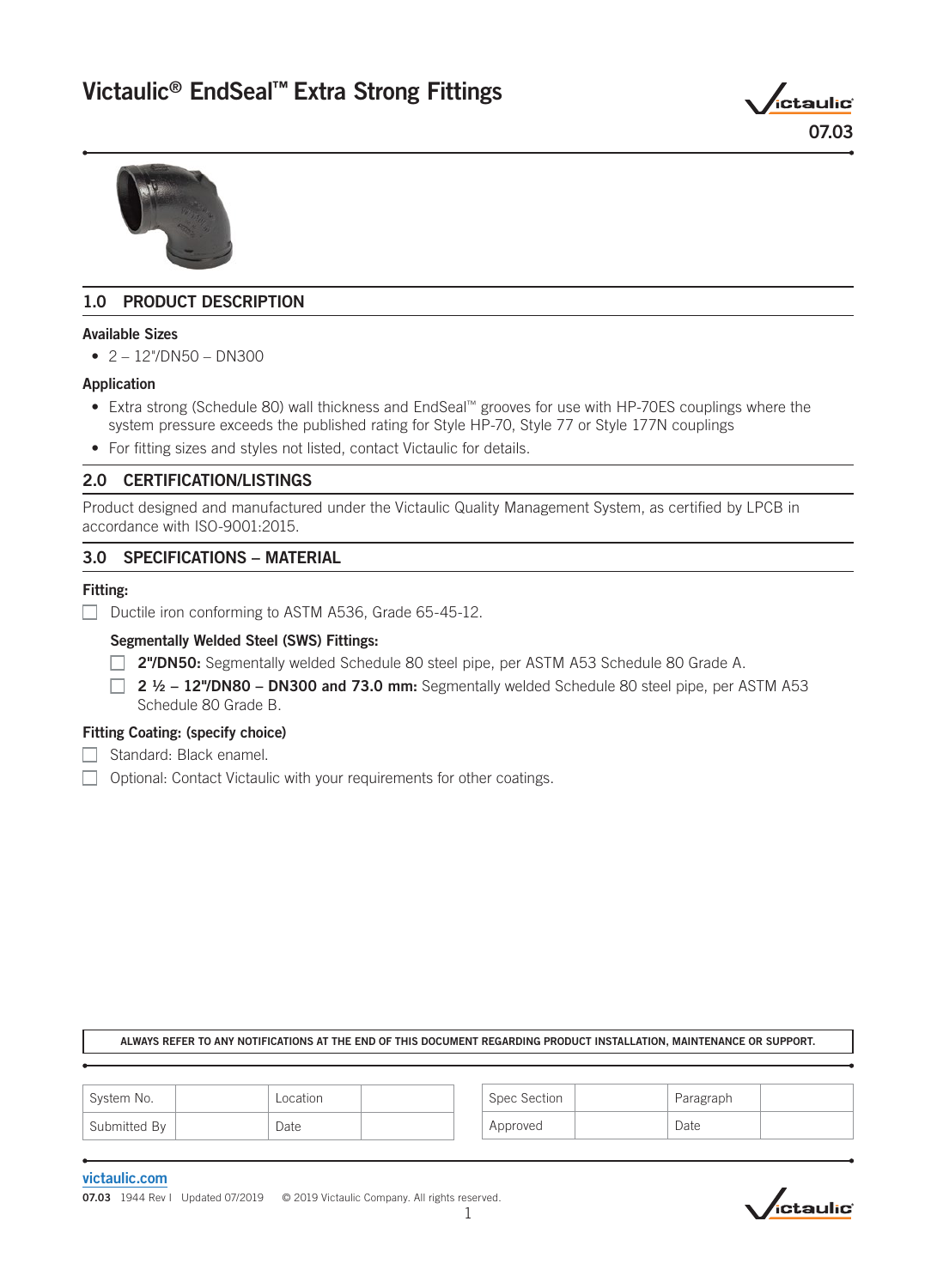# Victaulic® EndSeal™ Extra Strong Fittings

07.03

## 1.0 PRODUCT DESCRIPTION

### Available Sizes

- 2 – 12"/DN50 – DN300

### Application

- Extra strong (Schedule 80) wall thickness and EndSeal™ grooves for use with HP-70ES couplings where the system pressure exceeds the published rating for Style HP-70, Style 77 or Style 177N couplings
- For fitting sizes and styles not listed, contact Victaulic for details.

## 2.0 CERTIFICATION/LISTINGS

Product designed and manufactured under the Victaulic Quality Management System, as certified by LPCB in accordance with ISO-9001:2015.

## 3.0 SPECIFICATIONS – MATERIAL

### Fitting:

☐ Ductile iron conforming to ASTM A536, Grade 65-45-12.

**Segmentally Welded Steel (SWS) Fittings:**

☐ **2"/DN50:** Segmentally welded Schedule 80 steel pipe, per ASTM A53 Schedule 80 Grade A.

☐ **2 ½ – 12"/DN80 – DN300 and 73.0 mm:** Segmentally welded Schedule 80 steel pipe, per ASTM A53 Schedule 80 Grade B.

### Fitting Coating: (specify choice)

☐ Standard: Black enamel.

☐ Optional: Contact Victaulic with your requirements for other coatings.

ALWAYS REFER TO ANY NOTIFICATIONS AT THE END OF THIS DOCUMENT REGARDING PRODUCT INSTALLATION, MAINTENANCE OR SUPPORT.

| System No. | | Location | |
|---|---|---|---|
| Submitted By | | Date | |

| Spec Section | | Paragraph | |
|---|---|---|---|
| Approved | | Date | |

victaulic.com

07.03 1944 Rev I Updated 07/2019 © 2019 Victaulic Company. All rights reserved.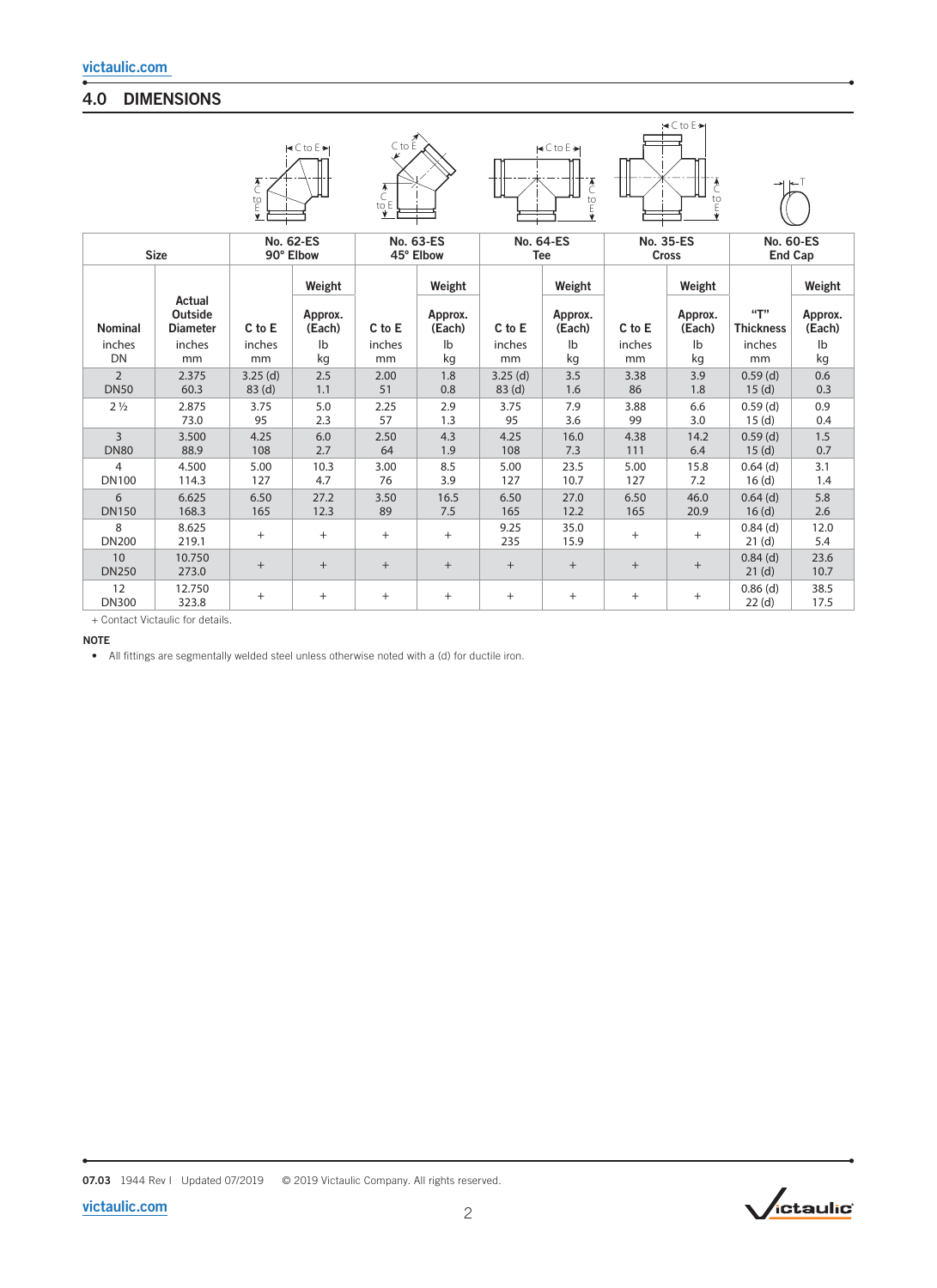## 4.0 DIMENSIONS

| Size | | No. 62-ES 90° Elbow | | No. 63-ES 45° Elbow | | No. 64-ES Tee | | No. 35-ES Cross | | No. 60-ES End Cap | |
|---|---|---|---|---|---|---|---|---|---|---|---|
| Nominal inches DN | Actual Outside Diameter inches mm | C to E inches mm | Weight Approx. (Each) lb kg | C to E inches mm | Weight Approx. (Each) lb kg | C to E inches mm | Weight Approx. (Each) lb kg | C to E inches mm | Weight Approx. (Each) lb kg | "T" Thickness inches mm | Weight Approx. (Each) lb kg |
| 2 DN50 | 2.375 60.3 | 3.25 (d) 83 (d) | 2.5 1.1 | 2.00 51 | 1.8 0.8 | 3.25 (d) 83 (d) | 3.5 1.6 | 3.38 86 | 3.9 1.8 | 0.59 (d) 15 (d) | 0.6 0.3 |
| 2 ½ | 2.875 73.0 | 3.75 95 | 5.0 2.3 | 2.25 57 | 2.9 1.3 | 3.75 95 | 7.9 3.6 | 3.88 99 | 6.6 3.0 | 0.59 (d) 15 (d) | 0.9 0.4 |
| 3 DN80 | 3.500 88.9 | 4.25 108 | 6.0 2.7 | 2.50 64 | 4.3 1.9 | 4.25 108 | 16.0 7.3 | 4.38 111 | 14.2 6.4 | 0.59 (d) 15 (d) | 1.5 0.7 |
| 4 DN100 | 4.500 114.3 | 5.00 127 | 10.3 4.7 | 3.00 76 | 8.5 3.9 | 5.00 127 | 23.5 10.7 | 5.00 127 | 15.8 7.2 | 0.64 (d) 16 (d) | 3.1 1.4 |
| 6 DN150 | 6.625 168.3 | 6.50 165 | 27.2 12.3 | 3.50 89 | 16.5 7.5 | 6.50 165 | 27.0 12.2 | 6.50 165 | 46.0 20.9 | 0.64 (d) 16 (d) | 5.8 2.6 |
| 8 DN200 | 8.625 219.1 | + | + | + | + | 9.25 235 | 35.0 15.9 | + | + | 0.84 (d) 21 (d) | 12.0 5.4 |
| 10 DN250 | 10.750 273.0 | + | + | + | + | + | + | + | + | 0.84 (d) 21 (d) | 23.6 10.7 |
| 12 DN300 | 12.750 323.8 | + | + | + | + | + | + | + | + | 0.86 (d) 22 (d) | 38.5 17.5 |

+ Contact Victaulic for details.

**NOTE**

- All fittings are segmentally welded steel unless otherwise noted with a (d) for ductile iron.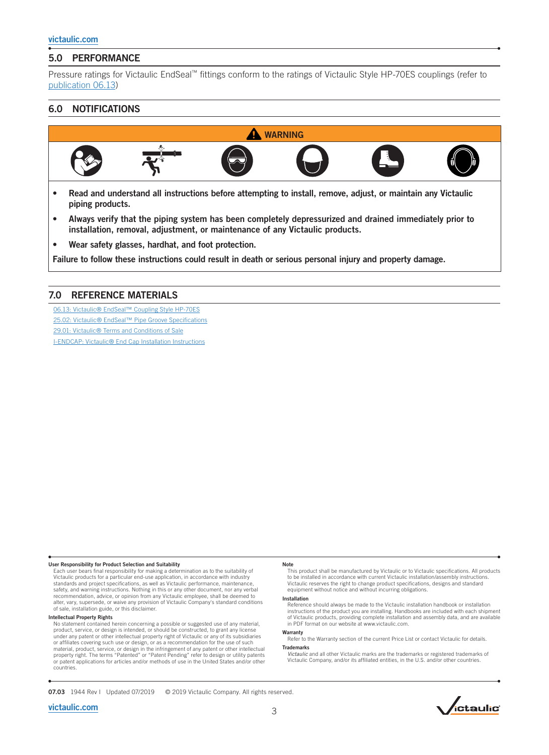## 5.0 PERFORMANCE

Pressure ratings for Victaulic EndSeal™ fittings conform to the ratings of Victaulic Style HP-70ES couplings (refer to publication 06.13)

## 6.0 NOTIFICATIONS

**⚠ WARNING**

- **Read and understand all instructions before attempting to install, remove, adjust, or maintain any Victaulic piping products.**
- **Always verify that the piping system has been completely depressurized and drained immediately prior to installation, removal, adjustment, or maintenance of any Victaulic products.**
- **Wear safety glasses, hardhat, and foot protection.**

**Failure to follow these instructions could result in death or serious personal injury and property damage.**

## 7.0 REFERENCE MATERIALS

06.13: Victaulic® EndSeal™ Coupling Style HP-70ES

25.02: Victaulic® EndSeal™ Pipe Groove Specifications

29.01: Victaulic® Terms and Conditions of Sale

I-ENDCAP: Victaulic® End Cap Installation Instructions

**User Responsibility for Product Selection and Suitability**

Each user bears final responsibility for making a determination as to the suitability of Victaulic products for a particular end-use application, in accordance with industry standards and project specifications, as well as Victaulic performance, maintenance, safety, and warning instructions. Nothing in this or any other document, nor any verbal recommendation, advice, or opinion from any Victaulic employee, shall be deemed to alter, vary, supersede, or waive any provision of Victaulic Company's standard conditions of sale, installation guide, or this disclaimer.

**Intellectual Property Rights**

No statement contained herein concerning a possible or suggested use of any material, product, service, or design is intended, or should be constructed, to grant any license under any patent or other intellectual property right of Victaulic or any of its subsidiaries or affiliates covering such use or design, or as a recommendation for the use of such material, product, service, or design in the infringement of any patent or other intellectual property right. The terms "Patented" or "Patent Pending" refer to design or utility patents or patent applications for articles and/or methods of use in the United States and/or other countries.

**Note**

This product shall be manufactured by Victaulic or to Victaulic specifications. All products to be installed in accordance with current Victaulic installation/assembly instructions. Victaulic reserves the right to change product specifications, designs and standard equipment without notice and without incurring obligations.

**Installation**

Reference should always be made to the Victaulic installation handbook or installation instructions of the product you are installing. Handbooks are included with each shipment of Victaulic products, providing complete installation and assembly data, and are available in PDF format on our website at www.victaulic.com.

**Warranty**

Refer to the Warranty section of the current Price List or contact Victaulic for details.

**Trademarks**

*Victaulic* and all other Victaulic marks are the trademarks or registered trademarks of Victaulic Company, and/or its affiliated entities, in the U.S. and/or other countries.

**07.03** 1944 Rev I Updated 07/2019 © 2019 Victaulic Company. All rights reserved.